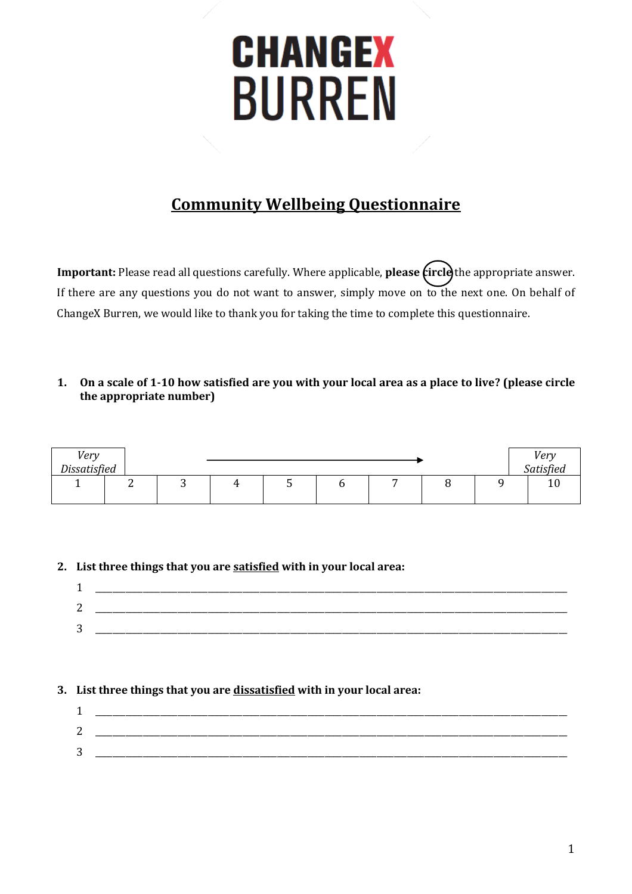# CHANGEX BURREN

## Community Wellbeing Questionnaire

**Important:** Please read all questions carefully. Where applicable, **please circle** the appropriate answer. If there are any questions you do not want to answer, simply move on to the next one. On behalf of ChangeX Burren, we would like to thank you for taking the time to complete this questionnaire.

**1. On a scale of 1-10 how satisfied are you with your local area as a place to live? (please circle the appropriate number)**

| *Very Dissatisfied* | | | | → | | | | | *Very Satisfied* |
|---|---|---|---|---|---|---|---|---|---|
| 1 | 2 | 3 | 4 | 5 | 6 | 7 | 8 | 9 | 10 |

**2. List three things that you are satisfied with in your local area:**

1 ______________________________________________________________________________

2 ______________________________________________________________________________

3 ______________________________________________________________________________

**3. List three things that you are dissatisfied with in your local area:**

1 ______________________________________________________________________________

2 ______________________________________________________________________________

3 ______________________________________________________________________________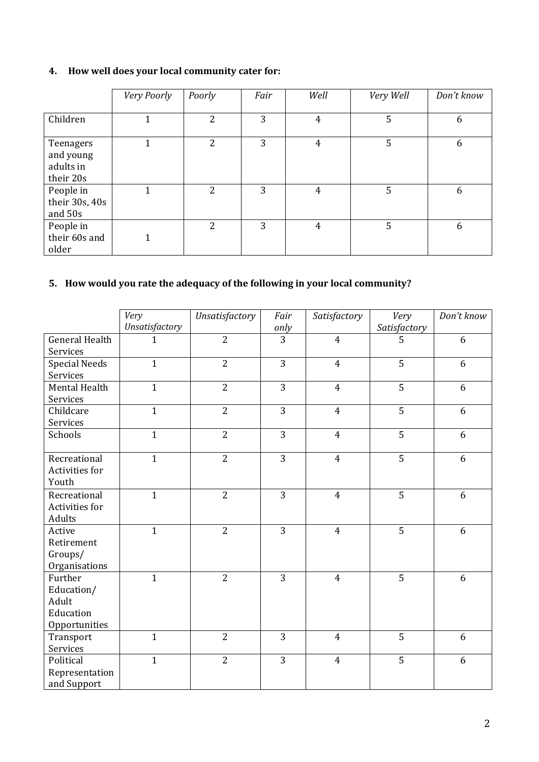### 4. How well does your local community cater for:

| | *Very Poorly* | *Poorly* | *Fair* | *Well* | *Very Well* | *Don't know* |
|---|---|---|---|---|---|---|
| Children | 1 | 2 | 3 | 4 | 5 | 6 |
| Teenagers and young adults in their 20s | 1 | 2 | 3 | 4 | 5 | 6 |
| People in their 30s, 40s and 50s | 1 | 2 | 3 | 4 | 5 | 6 |
| People in their 60s and older | 1 | 2 | 3 | 4 | 5 | 6 |

### 5. How would you rate the adequacy of the following in your local community?

| | *Very Unsatisfactory* | *Unsatisfactory* | *Fair only* | *Satisfactory* | *Very Satisfactory* | *Don't know* |
|---|---|---|---|---|---|---|
| General Health Services | 1 | 2 | 3 | 4 | 5 | 6 |
| Special Needs Services | 1 | 2 | 3 | 4 | 5 | 6 |
| Mental Health Services | 1 | 2 | 3 | 4 | 5 | 6 |
| Childcare Services | 1 | 2 | 3 | 4 | 5 | 6 |
| Schools | 1 | 2 | 3 | 4 | 5 | 6 |
| Recreational Activities for Youth | 1 | 2 | 3 | 4 | 5 | 6 |
| Recreational Activities for Adults | 1 | 2 | 3 | 4 | 5 | 6 |
| Active Retirement Groups/ Organisations | 1 | 2 | 3 | 4 | 5 | 6 |
| Further Education/ Adult Education Opportunities | 1 | 2 | 3 | 4 | 5 | 6 |
| Transport Services | 1 | 2 | 3 | 4 | 5 | 6 |
| Political Representation and Support | 1 | 2 | 3 | 4 | 5 | 6 |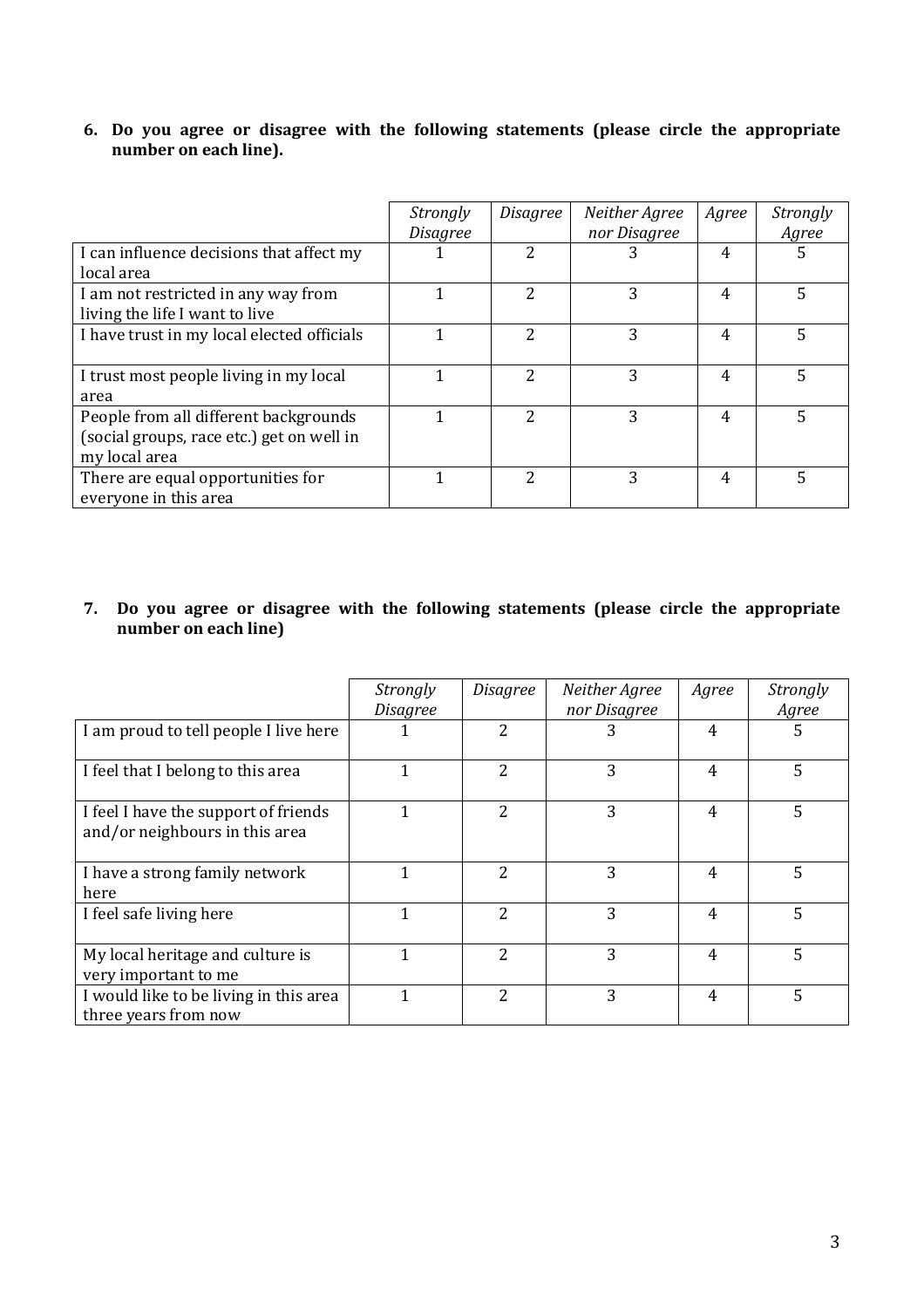**6. Do you agree or disagree with the following statements (please circle the appropriate number on each line).**

| | *Strongly Disagree* | *Disagree* | *Neither Agree nor Disagree* | *Agree* | *Strongly Agree* |
|---|---|---|---|---|---|
| I can influence decisions that affect my local area | 1 | 2 | 3 | 4 | 5 |
| I am not restricted in any way from living the life I want to live | 1 | 2 | 3 | 4 | 5 |
| I have trust in my local elected officials | 1 | 2 | 3 | 4 | 5 |
| I trust most people living in my local area | 1 | 2 | 3 | 4 | 5 |
| People from all different backgrounds (social groups, race etc.) get on well in my local area | 1 | 2 | 3 | 4 | 5 |
| There are equal opportunities for everyone in this area | 1 | 2 | 3 | 4 | 5 |

**7. Do you agree or disagree with the following statements (please circle the appropriate number on each line)**

| | *Strongly Disagree* | *Disagree* | *Neither Agree nor Disagree* | *Agree* | *Strongly Agree* |
|---|---|---|---|---|---|
| I am proud to tell people I live here | 1 | 2 | 3 | 4 | 5 |
| I feel that I belong to this area | 1 | 2 | 3 | 4 | 5 |
| I feel I have the support of friends and/or neighbours in this area | 1 | 2 | 3 | 4 | 5 |
| I have a strong family network here | 1 | 2 | 3 | 4 | 5 |
| I feel safe living here | 1 | 2 | 3 | 4 | 5 |
| My local heritage and culture is very important to me | 1 | 2 | 3 | 4 | 5 |
| I would like to be living in this area three years from now | 1 | 2 | 3 | 4 | 5 |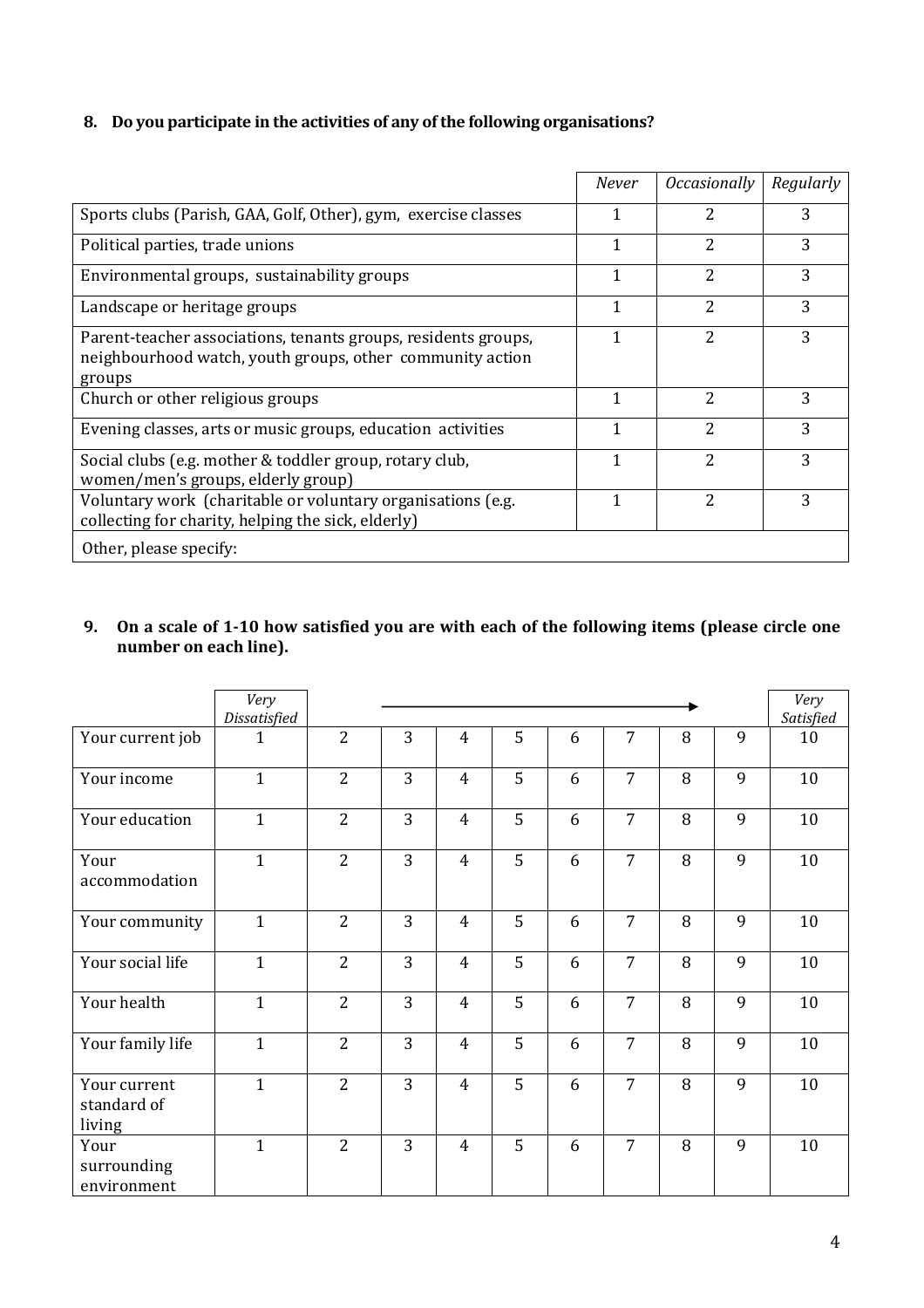**8. Do you participate in the activities of any of the following organisations?**

| | *Never* | *Occasionally* | *Regularly* |
|---|---|---|---|
| Sports clubs (Parish, GAA, Golf, Other), gym, exercise classes | 1 | 2 | 3 |
| Political parties, trade unions | 1 | 2 | 3 |
| Environmental groups, sustainability groups | 1 | 2 | 3 |
| Landscape or heritage groups | 1 | 2 | 3 |
| Parent-teacher associations, tenants groups, residents groups, neighbourhood watch, youth groups, other community action groups | 1 | 2 | 3 |
| Church or other religious groups | 1 | 2 | 3 |
| Evening classes, arts or music groups, education activities | 1 | 2 | 3 |
| Social clubs (e.g. mother & toddler group, rotary club, women/men's groups, elderly group) | 1 | 2 | 3 |
| Voluntary work (charitable or voluntary organisations (e.g. collecting for charity, helping the sick, elderly) | 1 | 2 | 3 |
| Other, please specify: | | | |

**9. On a scale of 1-10 how satisfied you are with each of the following items (please circle one number on each line).**

| | *Very Dissatisfied* | → | | | | | | | | *Very Satisfied* |
|---|---|---|---|---|---|---|---|---|---|---|
| Your current job | 1 | 2 | 3 | 4 | 5 | 6 | 7 | 8 | 9 | 10 |
| Your income | 1 | 2 | 3 | 4 | 5 | 6 | 7 | 8 | 9 | 10 |
| Your education | 1 | 2 | 3 | 4 | 5 | 6 | 7 | 8 | 9 | 10 |
| Your accommodation | 1 | 2 | 3 | 4 | 5 | 6 | 7 | 8 | 9 | 10 |
| Your community | 1 | 2 | 3 | 4 | 5 | 6 | 7 | 8 | 9 | 10 |
| Your social life | 1 | 2 | 3 | 4 | 5 | 6 | 7 | 8 | 9 | 10 |
| Your health | 1 | 2 | 3 | 4 | 5 | 6 | 7 | 8 | 9 | 10 |
| Your family life | 1 | 2 | 3 | 4 | 5 | 6 | 7 | 8 | 9 | 10 |
| Your current standard of living | 1 | 2 | 3 | 4 | 5 | 6 | 7 | 8 | 9 | 10 |
| Your surrounding environment | 1 | 2 | 3 | 4 | 5 | 6 | 7 | 8 | 9 | 10 |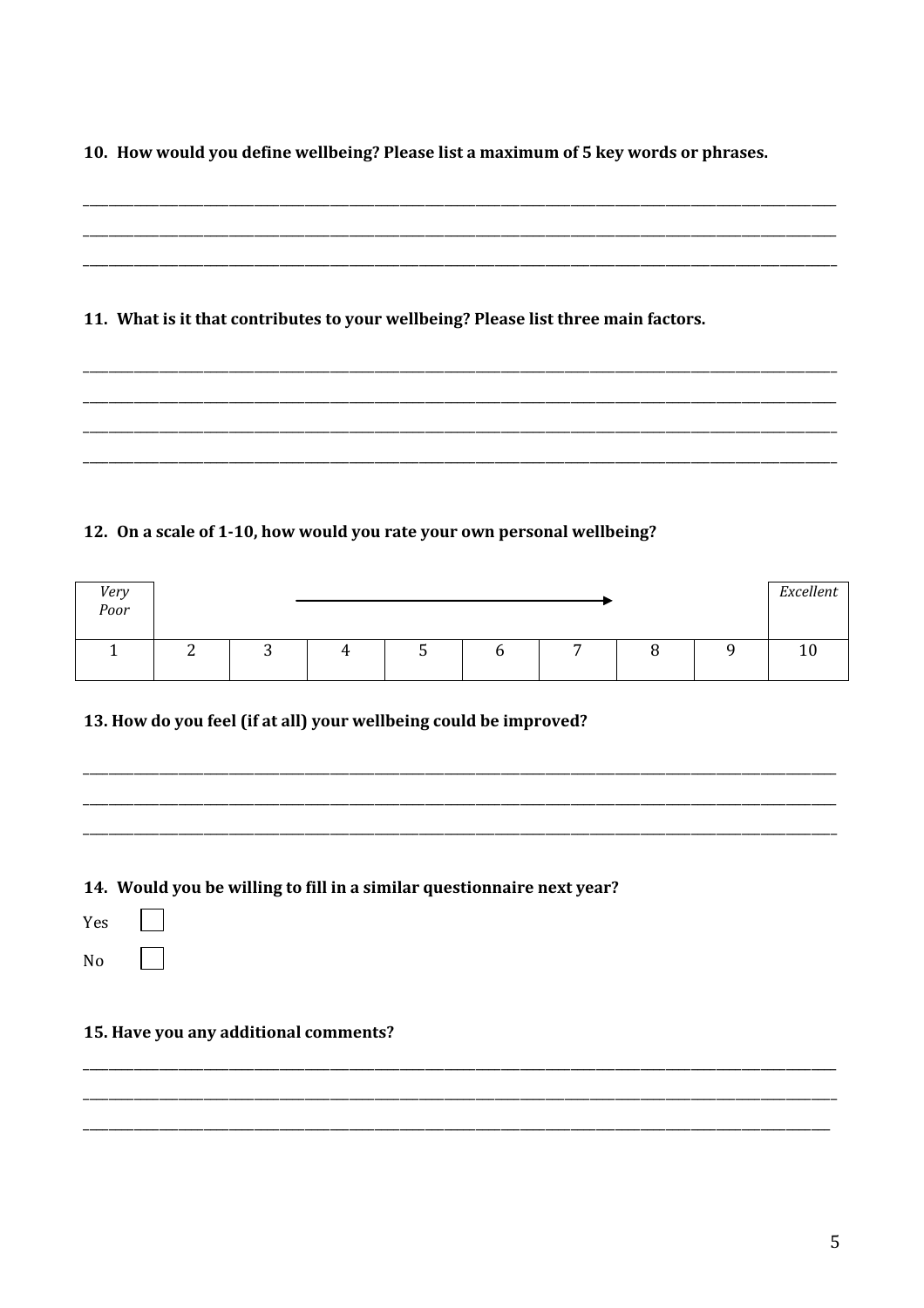**10. How would you define wellbeing? Please list a maximum of 5 key words or phrases.**

___________________________________________________________________________

___________________________________________________________________________

___________________________________________________________________________

**11. What is it that contributes to your wellbeing? Please list three main factors.**

___________________________________________________________________________

___________________________________________________________________________

___________________________________________________________________________

___________________________________________________________________________

**12. On a scale of 1-10, how would you rate your own personal wellbeing?**

| *Very Poor* | | | → | | | | | | *Excellent* |
|---|---|---|---|---|---|---|---|---|---|
| 1 | 2 | 3 | 4 | 5 | 6 | 7 | 8 | 9 | 10 |

**13. How do you feel (if at all) your wellbeing could be improved?**

___________________________________________________________________________

___________________________________________________________________________

___________________________________________________________________________

**14. Would you be willing to fill in a similar questionnaire next year?**

Yes ☐

No ☐

**15. Have you any additional comments?**

___________________________________________________________________________

___________________________________________________________________________

___________________________________________________________________________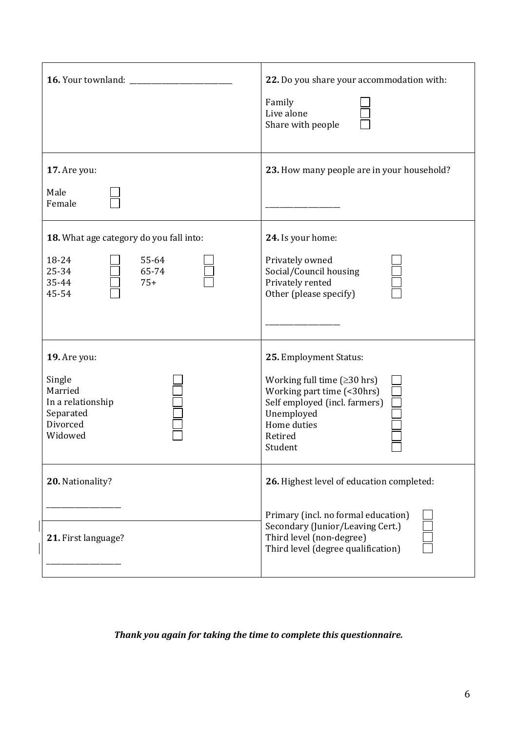**16.** Your townland: ____________________

**17.** Are you:

- Male ☐
- Female ☐

**18.** What age category do you fall into:

- 18-24 ☐
- 25-34 ☐
- 35-44 ☐
- 45-54 ☐
- 55-64 ☐
- 65-74 ☐
- 75+ ☐

**19.** Are you:

- Single ☐
- Married ☐
- In a relationship ☐
- Separated ☐
- Divorced ☐
- Widowed ☐

**20.** Nationality?

____________________

**21.** First language?

____________________

**22.** Do you share your accommodation with:

- Family ☐
- Live alone ☐
- Share with people ☐

**23.** How many people are in your household?

____________________

**24.** Is your home:

- Privately owned ☐
- Social/Council housing ☐
- Privately rented ☐
- Other (please specify) ☐

____________________

**25.** Employment Status:

- Working full time ($\geq$30 hrs) ☐
- Working part time (<30hrs) ☐
- Self employed (incl. farmers) ☐
- Unemployed ☐
- Home duties ☐
- Retired ☐
- Student ☐

**26.** Highest level of education completed:

- Primary (incl. no formal education) ☐
- Secondary (Junior/Leaving Cert.) ☐
- Third level (non-degree) ☐
- Third level (degree qualification) ☐

***Thank you again for taking the time to complete this questionnaire.***